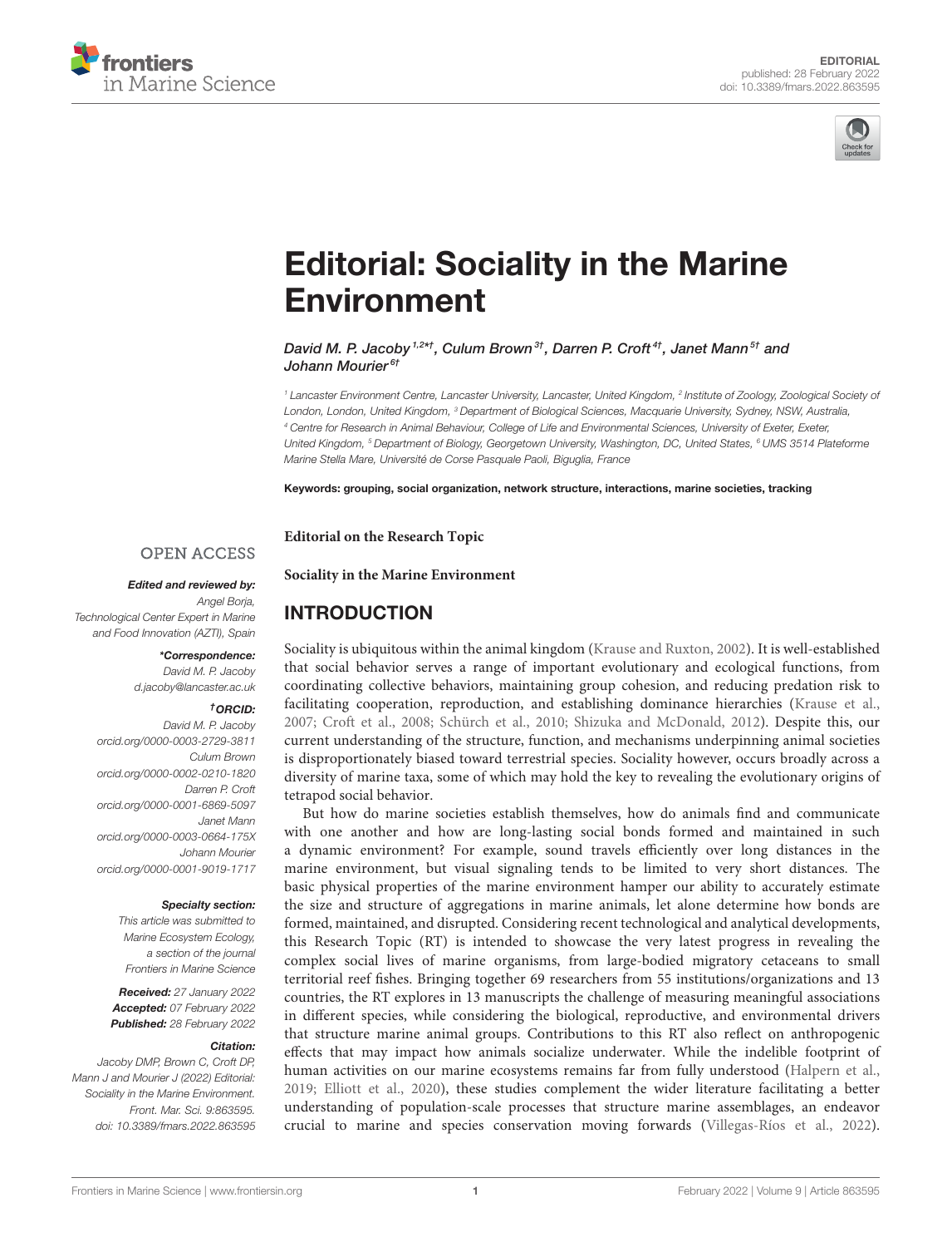EDITORIAL
published: 28 February 2022
doi: 10.3389/fmars.2022.863595

# Editorial: Sociality in the Marine Environment

*David M. P. Jacoby[1,2*†], Culum Brown[3†], Darren P. Croft[4†], Janet Mann[5†] and Johann Mourier[6†]*

[1] Lancaster Environment Centre, Lancaster University, Lancaster, United Kingdom, [2] Institute of Zoology, Zoological Society of London, London, United Kingdom, [3] Department of Biological Sciences, Macquarie University, Sydney, NSW, Australia, [4] Centre for Research in Animal Behaviour, College of Life and Environmental Sciences, University of Exeter, Exeter, United Kingdom, [5] Department of Biology, Georgetown University, Washington, DC, United States, [6] UMS 3514 Plateforme Marine Stella Mare, Université de Corse Pasquale Paoli, Biguglia, France

**Keywords: grouping, social organization, network structure, interactions, marine societies, tracking**

OPEN ACCESS

***Edited and reviewed by:***
Angel Borja,
Technological Center Expert in Marine and Food Innovation (AZTI), Spain

***\*Correspondence:***
David M. P. Jacoby
d.jacoby@lancaster.ac.uk

***†ORCID:***
David M. P. Jacoby
orcid.org/0000-0003-2729-3811
Culum Brown
orcid.org/0000-0002-0210-1820
Darren P. Croft
orcid.org/0000-0001-6869-5097
Janet Mann
orcid.org/0000-0003-0664-175X
Johann Mourier
orcid.org/0000-0001-9019-1717

***Specialty section:***
This article was submitted to Marine Ecosystem Ecology, a section of the journal Frontiers in Marine Science

***Received:*** 27 January 2022
***Accepted:*** 07 February 2022
***Published:*** 28 February 2022

***Citation:***
Jacoby DMP, Brown C, Croft DP, Mann J and Mourier J (2022) Editorial: Sociality in the Marine Environment. Front. Mar. Sci. 9:863595. doi: 10.3389/fmars.2022.863595

**Editorial on the Research Topic**

**Sociality in the Marine Environment**

## INTRODUCTION

Sociality is ubiquitous within the animal kingdom (Krause and Ruxton, 2002). It is well-established that social behavior serves a range of important evolutionary and ecological functions, from coordinating collective behaviors, maintaining group cohesion, and reducing predation risk to facilitating cooperation, reproduction, and establishing dominance hierarchies (Krause et al., 2007; Croft et al., 2008; Schürch et al., 2010; Shizuka and McDonald, 2012). Despite this, our current understanding of the structure, function, and mechanisms underpinning animal societies is disproportionately biased toward terrestrial species. Sociality however, occurs broadly across a diversity of marine taxa, some of which may hold the key to revealing the evolutionary origins of tetrapod social behavior.

But how do marine societies establish themselves, how do animals find and communicate with one another and how are long-lasting social bonds formed and maintained in such a dynamic environment? For example, sound travels efficiently over long distances in the marine environment, but visual signaling tends to be limited to very short distances. The basic physical properties of the marine environment hamper our ability to accurately estimate the size and structure of aggregations in marine animals, let alone determine how bonds are formed, maintained, and disrupted. Considering recent technological and analytical developments, this Research Topic (RT) is intended to showcase the very latest progress in revealing the complex social lives of marine organisms, from large-bodied migratory cetaceans to small territorial reef fishes. Bringing together 69 researchers from 55 institutions/organizations and 13 countries, the RT explores in 13 manuscripts the challenge of measuring meaningful associations in different species, while considering the biological, reproductive, and environmental drivers that structure marine animal groups. Contributions to this RT also reflect on anthropogenic effects that may impact how animals socialize underwater. While the indelible footprint of human activities on our marine ecosystems remains far from fully understood (Halpern et al., 2019; Elliott et al., 2020), these studies complement the wider literature facilitating a better understanding of population-scale processes that structure marine assemblages, an endeavor crucial to marine and species conservation moving forwards (Villegas-Ríos et al., 2022).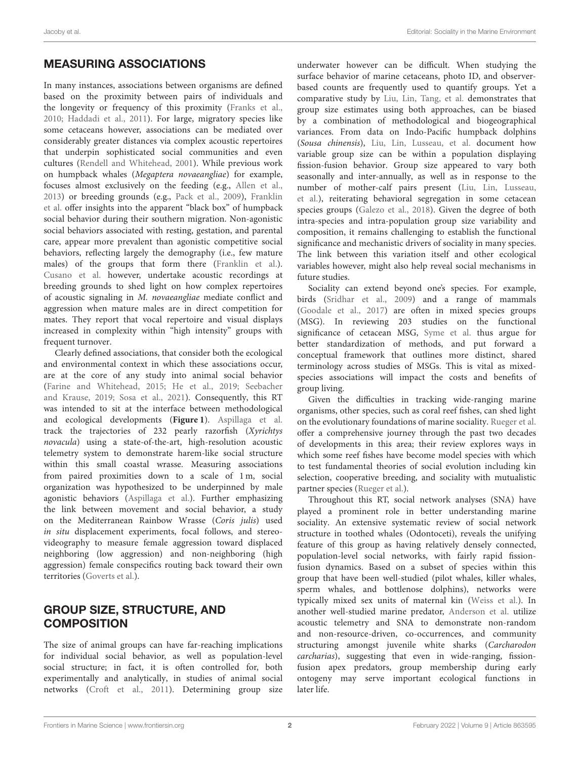## MEASURING ASSOCIATIONS

In many instances, associations between organisms are defined based on the proximity between pairs of individuals and the longevity or frequency of this proximity (Franks et al., 2010; Haddadi et al., 2011). For large, migratory species like some cetaceans however, associations can be mediated over considerably greater distances via complex acoustic repertoires that underpin sophisticated social communities and even cultures (Rendell and Whitehead, 2001). While previous work on humpback whales (*Megaptera novaeangliae*) for example, focuses almost exclusively on the feeding (e.g., Allen et al., 2013) or breeding grounds (e.g., Pack et al., 2009), Franklin et al. offer insights into the apparent "black box" of humpback social behavior during their southern migration. Non-agonistic social behaviors associated with resting, gestation, and parental care, appear more prevalent than agonistic competitive social behaviors, reflecting largely the demography (i.e., few mature males) of the groups that form there (Franklin et al.). Cusano et al. however, undertake acoustic recordings at breeding grounds to shed light on how complex repertoires of acoustic signaling in *M. novaeangliae* mediate conflict and aggression when mature males are in direct competition for mates. They report that vocal repertoire and visual displays increased in complexity within "high intensity" groups with frequent turnover.

Clearly defined associations, that consider both the ecological and environmental context in which these associations occur, are at the core of any study into animal social behavior (Farine and Whitehead, 2015; He et al., 2019; Seebacher and Krause, 2019; Sosa et al., 2021). Consequently, this RT was intended to sit at the interface between methodological and ecological developments (**Figure 1**). Aspillaga et al. track the trajectories of 232 pearly razorfish (*Xyrichtys novacula*) using a state-of-the-art, high-resolution acoustic telemetry system to demonstrate harem-like social structure within this small coastal wrasse. Measuring associations from paired proximities down to a scale of 1 m, social organization was hypothesized to be underpinned by male agonistic behaviors (Aspillaga et al.). Further emphasizing the link between movement and social behavior, a study on the Mediterranean Rainbow Wrasse (*Coris julis*) used *in situ* displacement experiments, focal follows, and stereo-videography to measure female aggression toward displaced neighboring (low aggression) and non-neighboring (high aggression) female conspecifics routing back toward their own territories (Goverts et al.).

## GROUP SIZE, STRUCTURE, AND COMPOSITION

The size of animal groups can have far-reaching implications for individual social behavior, as well as population-level social structure; in fact, it is often controlled for, both experimentally and analytically, in studies of animal social networks (Croft et al., 2011). Determining group size underwater however can be difficult. When studying the surface behavior of marine cetaceans, photo ID, and observer-based counts are frequently used to quantify groups. Yet a comparative study by Liu, Lin, Tang, et al. demonstrates that group size estimates using both approaches, can be biased by a combination of methodological and biogeographical variances. From data on Indo-Pacific humpback dolphins (*Sousa chinensis*), Liu, Lin, Lusseau, et al. document how variable group size can be within a population displaying fission-fusion behavior. Group size appeared to vary both seasonally and inter-annually, as well as in response to the number of mother-calf pairs present (Liu, Lin, Lusseau, et al.), reiterating behavioral segregation in some cetacean species groups (Galezo et al., 2018). Given the degree of both intra-species and intra-population group size variability and composition, it remains challenging to establish the functional significance and mechanistic drivers of sociality in many species. The link between this variation itself and other ecological variables however, might also help reveal social mechanisms in future studies.

Sociality can extend beyond one's species. For example, birds (Sridhar et al., 2009) and a range of mammals (Goodale et al., 2017) are often in mixed species groups (MSG). In reviewing 203 studies on the functional significance of cetacean MSG, Syme et al. thus argue for better standardization of methods, and put forward a conceptual framework that outlines more distinct, shared terminology across studies of MSGs. This is vital as mixed-species associations will impact the costs and benefits of group living.

Given the difficulties in tracking wide-ranging marine organisms, other species, such as coral reef fishes, can shed light on the evolutionary foundations of marine sociality. Rueger et al. offer a comprehensive journey through the past two decades of developments in this area; their review explores ways in which some reef fishes have become model species with which to test fundamental theories of social evolution including kin selection, cooperative breeding, and sociality with mutualistic partner species (Rueger et al.).

Throughout this RT, social network analyses (SNA) have played a prominent role in better understanding marine sociality. An extensive systematic review of social network structure in toothed whales (Odontoceti), reveals the unifying feature of this group as having relatively densely connected, population-level social networks, with fairly rapid fission-fusion dynamics. Based on a subset of species within this group that have been well-studied (pilot whales, killer whales, sperm whales, and bottlenose dolphins), networks were typically mixed sex units of maternal kin (Weiss et al.). In another well-studied marine predator, Anderson et al. utilize acoustic telemetry and SNA to demonstrate non-random and non-resource-driven, co-occurrences, and community structuring amongst juvenile white sharks (*Carcharodon carcharias*), suggesting that even in wide-ranging, fission-fusion apex predators, group membership during early ontogeny may serve important ecological functions in later life.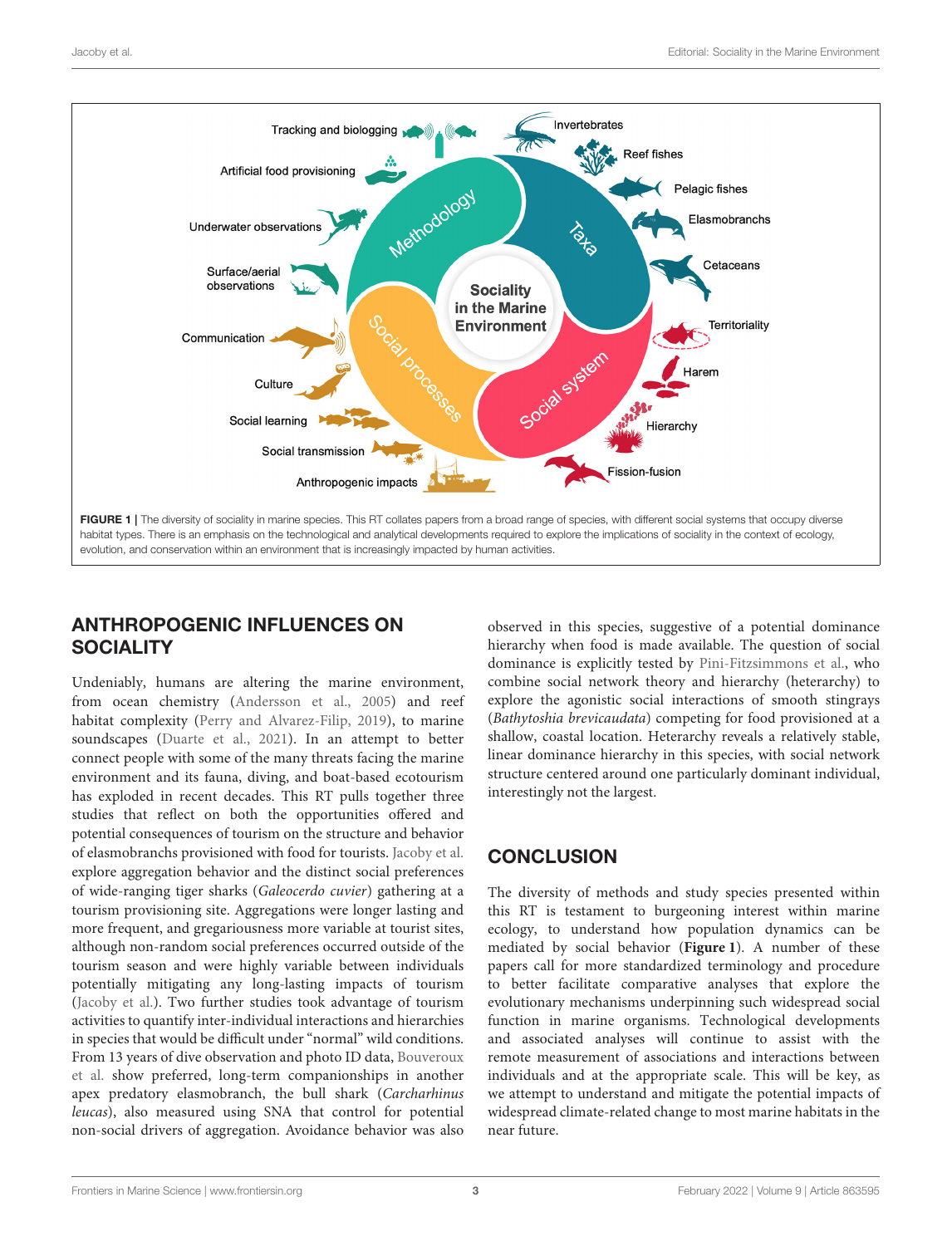FIGURE 1 | The diversity of sociality in marine species. This RT collates papers from a broad range of species, with different social systems that occupy diverse habitat types. There is an emphasis on the technological and analytical developments required to explore the implications of sociality in the context of ecology, evolution, and conservation within an environment that is increasingly impacted by human activities.

## ANTHROPOGENIC INFLUENCES ON SOCIALITY

Undeniably, humans are altering the marine environment, from ocean chemistry (Andersson et al., 2005) and reef habitat complexity (Perry and Alvarez-Filip, 2019), to marine soundscapes (Duarte et al., 2021). In an attempt to better connect people with some of the many threats facing the marine environment and its fauna, diving, and boat-based ecotourism has exploded in recent decades. This RT pulls together three studies that reflect on both the opportunities offered and potential consequences of tourism on the structure and behavior of elasmobranchs provisioned with food for tourists. Jacoby et al. explore aggregation behavior and the distinct social preferences of wide-ranging tiger sharks (*Galeocerdo cuvier*) gathering at a tourism provisioning site. Aggregations were longer lasting and more frequent, and gregariousness more variable at tourist sites, although non-random social preferences occurred outside of the tourism season and were highly variable between individuals potentially mitigating any long-lasting impacts of tourism (Jacoby et al.). Two further studies took advantage of tourism activities to quantify inter-individual interactions and hierarchies in species that would be difficult under "normal" wild conditions. From 13 years of dive observation and photo ID data, Bouveroux et al. show preferred, long-term companionships in another apex predatory elasmobranch, the bull shark (*Carcharhinus leucas*), also measured using SNA that control for potential non-social drivers of aggregation. Avoidance behavior was also observed in this species, suggestive of a potential dominance hierarchy when food is made available. The question of social dominance is explicitly tested by Pini-Fitzsimmons et al., who combine social network theory and hierarchy (heterarchy) to explore the agonistic social interactions of smooth stingrays (*Bathytoshia brevicaudata*) competing for food provisioned at a shallow, coastal location. Heterarchy reveals a relatively stable, linear dominance hierarchy in this species, with social network structure centered around one particularly dominant individual, interestingly not the largest.

## CONCLUSION

The diversity of methods and study species presented within this RT is testament to burgeoning interest within marine ecology, to understand how population dynamics can be mediated by social behavior (**Figure 1**). A number of these papers call for more standardized terminology and procedure to better facilitate comparative analyses that explore the evolutionary mechanisms underpinning such widespread social function in marine organisms. Technological developments and associated analyses will continue to assist with the remote measurement of associations and interactions between individuals and at the appropriate scale. This will be key, as we attempt to understand and mitigate the potential impacts of widespread climate-related change to most marine habitats in the near future.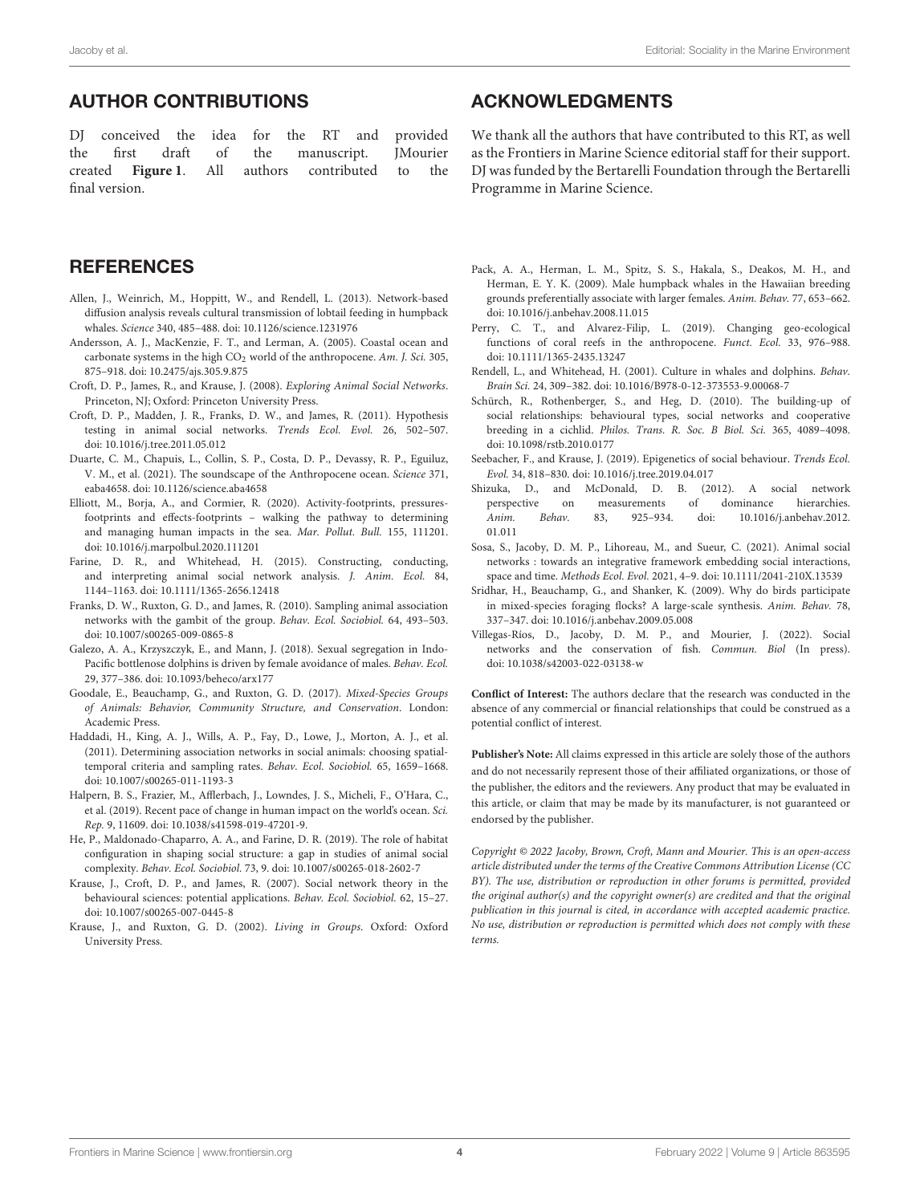## AUTHOR CONTRIBUTIONS

DJ conceived the idea for the RT and provided the first draft of the manuscript. JMourier created **Figure 1**. All authors contributed to the final version.

## ACKNOWLEDGMENTS

We thank all the authors that have contributed to this RT, as well as the Frontiers in Marine Science editorial staff for their support. DJ was funded by the Bertarelli Foundation through the Bertarelli Programme in Marine Science.

## REFERENCES

Allen, J., Weinrich, M., Hoppitt, W., and Rendell, L. (2013). Network-based diffusion analysis reveals cultural transmission of lobtail feeding in humpback whales. *Science* 340, 485–488. doi: 10.1126/science.1231976

Andersson, A. J., MacKenzie, F. T., and Lerman, A. (2005). Coastal ocean and carbonate systems in the high $CO_2$ world of the anthropocene. *Am. J. Sci.* 305, 875–918. doi: 10.2475/ajs.305.9.875

Croft, D. P., James, R., and Krause, J. (2008). *Exploring Animal Social Networks*. Princeton, NJ; Oxford: Princeton University Press.

Croft, D. P., Madden, J. R., Franks, D. W., and James, R. (2011). Hypothesis testing in animal social networks. *Trends Ecol. Evol.* 26, 502–507. doi: 10.1016/j.tree.2011.05.012

Duarte, C. M., Chapuis, L., Collin, S. P., Costa, D. P., Devassy, R. P., Eguiluz, V. M., et al. (2021). The soundscape of the Anthropocene ocean. *Science* 371, eaba4658. doi: 10.1126/science.aba4658

Elliott, M., Borja, A., and Cormier, R. (2020). Activity-footprints, pressures-footprints and effects-footprints – walking the pathway to determining and managing human impacts in the sea. *Mar. Pollut. Bull.* 155, 111201. doi: 10.1016/j.marpolbul.2020.111201

Farine, D. R., and Whitehead, H. (2015). Constructing, conducting, and interpreting animal social network analysis. *J. Anim. Ecol.* 84, 1144–1163. doi: 10.1111/1365-2656.12418

Franks, D. W., Ruxton, G. D., and James, R. (2010). Sampling animal association networks with the gambit of the group. *Behav. Ecol. Sociobiol.* 64, 493–503. doi: 10.1007/s00265-009-0865-8

Galezo, A. A., Krzyszczyk, E., and Mann, J. (2018). Sexual segregation in Indo-Pacific bottlenose dolphins is driven by female avoidance of males. *Behav. Ecol.* 29, 377–386. doi: 10.1093/beheco/arx177

Goodale, E., Beauchamp, G., and Ruxton, G. D. (2017). *Mixed-Species Groups of Animals: Behavior, Community Structure, and Conservation*. London: Academic Press.

Haddadi, H., King, A. J., Wills, A. P., Fay, D., Lowe, J., Morton, A. J., et al. (2011). Determining association networks in social animals: choosing spatial-temporal criteria and sampling rates. *Behav. Ecol. Sociobiol.* 65, 1659–1668. doi: 10.1007/s00265-011-1193-3

Halpern, B. S., Frazier, M., Afflerbach, J., Lowndes, J. S., Micheli, F., O'Hara, C., et al. (2019). Recent pace of change in human impact on the world's ocean. *Sci. Rep.* 9, 11609. doi: 10.1038/s41598-019-47201-9.

He, P., Maldonado-Chaparro, A. A., and Farine, D. R. (2019). The role of habitat configuration in shaping social structure: a gap in studies of animal social complexity. *Behav. Ecol. Sociobiol.* 73, 9. doi: 10.1007/s00265-018-2602-7

Krause, J., Croft, D. P., and James, R. (2007). Social network theory in the behavioural sciences: potential applications. *Behav. Ecol. Sociobiol.* 62, 15–27. doi: 10.1007/s00265-007-0445-8

Krause, J., and Ruxton, G. D. (2002). *Living in Groups*. Oxford: Oxford University Press.

Pack, A. A., Herman, L. M., Spitz, S. S., Hakala, S., Deakos, M. H., and Herman, E. Y. K. (2009). Male humpback whales in the Hawaiian breeding grounds preferentially associate with larger females. *Anim. Behav.* 77, 653–662. doi: 10.1016/j.anbehav.2008.11.015

Perry, C. T., and Alvarez-Filip, L. (2019). Changing geo-ecological functions of coral reefs in the anthropocene. *Funct. Ecol.* 33, 976–988. doi: 10.1111/1365-2435.13247

Rendell, L., and Whitehead, H. (2001). Culture in whales and dolphins. *Behav. Brain Sci.* 24, 309–382. doi: 10.1016/B978-0-12-373553-9.00068-7

Schürch, R., Rothenberger, S., and Heg, D. (2010). The building-up of social relationships: behavioural types, social networks and cooperative breeding in a cichlid. *Philos. Trans. R. Soc. B Biol. Sci.* 365, 4089–4098. doi: 10.1098/rstb.2010.0177

Seebacher, F., and Krause, J. (2019). Epigenetics of social behaviour. *Trends Ecol. Evol.* 34, 818–830. doi: 10.1016/j.tree.2019.04.017

Shizuka, D., and McDonald, D. B. (2012). A social network perspective on measurements of dominance hierarchies. *Anim. Behav.* 83, 925–934. doi: 10.1016/j.anbehav.2012.01.011

Sosa, S., Jacoby, D. M. P., Lihoreau, M., and Sueur, C. (2021). Animal social networks : towards an integrative framework embedding social interactions, space and time. *Methods Ecol. Evol.* 2021, 4–9. doi: 10.1111/2041-210X.13539

Sridhar, H., Beauchamp, G., and Shanker, K. (2009). Why do birds participate in mixed-species foraging flocks? A large-scale synthesis. *Anim. Behav.* 78, 337–347. doi: 10.1016/j.anbehav.2009.05.008

Villegas-Ríos, D., Jacoby, D. M. P., and Mourier, J. (2022). Social networks and the conservation of fish. *Commun. Biol* (In press). doi: 10.1038/s42003-022-03138-w

**Conflict of Interest:** The authors declare that the research was conducted in the absence of any commercial or financial relationships that could be construed as a potential conflict of interest.

**Publisher's Note:** All claims expressed in this article are solely those of the authors and do not necessarily represent those of their affiliated organizations, or those of the publisher, the editors and the reviewers. Any product that may be evaluated in this article, or claim that may be made by its manufacturer, is not guaranteed or endorsed by the publisher.

*Copyright © 2022 Jacoby, Brown, Croft, Mann and Mourier. This is an open-access article distributed under the terms of the Creative Commons Attribution License (CC BY). The use, distribution or reproduction in other forums is permitted, provided the original author(s) and the copyright owner(s) are credited and that the original publication in this journal is cited, in accordance with accepted academic practice. No use, distribution or reproduction is permitted which does not comply with these terms.*